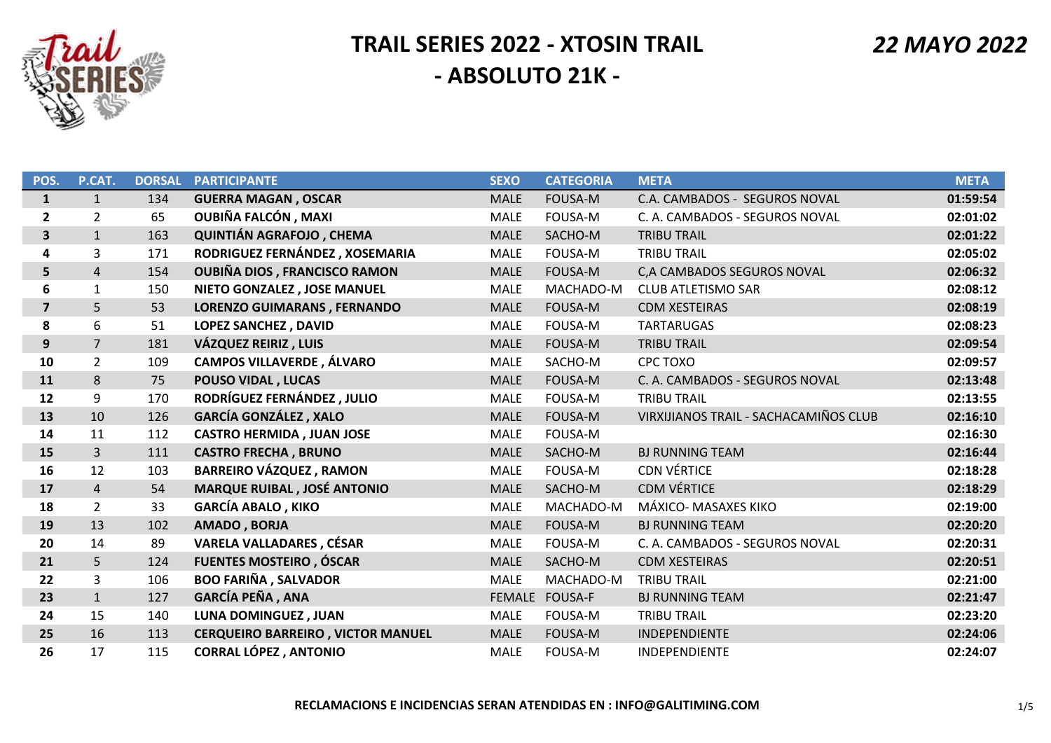# TRAIL SERIES 2022 - XTOSIN TRAIL

## - ABSOLUTO 21K -

*22 MAYO 2022*

| POS. | P.CAT. | DORSAL | PARTICIPANTE | SEXO | CATEGORIA | META | META |
|---|---|---|---|---|---|---|---|
| **1** | 1 | 134 | **GUERRA MAGAN , OSCAR** | MALE | FOUSA-M | C.A. CAMBADOS - SEGUROS NOVAL | **01:59:54** |
| **2** | 2 | 65 | **OUBIÑA FALCÓN , MAXI** | MALE | FOUSA-M | C. A. CAMBADOS - SEGUROS NOVAL | **02:01:02** |
| **3** | 1 | 163 | **QUINTIÁN AGRAFOJO , CHEMA** | MALE | SACHO-M | TRIBU TRAIL | **02:01:22** |
| **4** | 3 | 171 | **RODRIGUEZ FERNÁNDEZ , XOSEMARIA** | MALE | FOUSA-M | TRIBU TRAIL | **02:05:02** |
| **5** | 4 | 154 | **OUBIÑA DIOS , FRANCISCO RAMON** | MALE | FOUSA-M | C,A CAMBADOS SEGUROS NOVAL | **02:06:32** |
| **6** | 1 | 150 | **NIETO GONZALEZ , JOSE MANUEL** | MALE | MACHADO-M | CLUB ATLETISMO SAR | **02:08:12** |
| **7** | 5 | 53 | **LORENZO GUIMARANS , FERNANDO** | MALE | FOUSA-M | CDM XESTEIRAS | **02:08:19** |
| **8** | 6 | 51 | **LOPEZ SANCHEZ , DAVID** | MALE | FOUSA-M | TARTARUGAS | **02:08:23** |
| **9** | 7 | 181 | **VÁZQUEZ REIRIZ , LUIS** | MALE | FOUSA-M | TRIBU TRAIL | **02:09:54** |
| **10** | 2 | 109 | **CAMPOS VILLAVERDE , ÁLVARO** | MALE | SACHO-M | CPC TOXO | **02:09:57** |
| **11** | 8 | 75 | **POUSO VIDAL , LUCAS** | MALE | FOUSA-M | C. A. CAMBADOS - SEGUROS NOVAL | **02:13:48** |
| **12** | 9 | 170 | **RODRÍGUEZ FERNÁNDEZ , JULIO** | MALE | FOUSA-M | TRIBU TRAIL | **02:13:55** |
| **13** | 10 | 126 | **GARCÍA GONZÁLEZ , XALO** | MALE | FOUSA-M | VIRXIJIANOS TRAIL - SACHACAMIÑOS CLUB | **02:16:10** |
| **14** | 11 | 112 | **CASTRO HERMIDA , JUAN JOSE** | MALE | FOUSA-M | | **02:16:30** |
| **15** | 3 | 111 | **CASTRO FRECHA , BRUNO** | MALE | SACHO-M | BJ RUNNING TEAM | **02:16:44** |
| **16** | 12 | 103 | **BARREIRO VÁZQUEZ , RAMON** | MALE | FOUSA-M | CDN VÉRTICE | **02:18:28** |
| **17** | 4 | 54 | **MARQUE RUIBAL , JOSÉ ANTONIO** | MALE | SACHO-M | CDM VÉRTICE | **02:18:29** |
| **18** | 2 | 33 | **GARCÍA ABALO , KIKO** | MALE | MACHADO-M | MÁXICO- MASAXES KIKO | **02:19:00** |
| **19** | 13 | 102 | **AMADO , BORJA** | MALE | FOUSA-M | BJ RUNNING TEAM | **02:20:20** |
| **20** | 14 | 89 | **VARELA VALLADARES , CÉSAR** | MALE | FOUSA-M | C. A. CAMBADOS - SEGUROS NOVAL | **02:20:31** |
| **21** | 5 | 124 | **FUENTES MOSTEIRO , ÓSCAR** | MALE | SACHO-M | CDM XESTEIRAS | **02:20:51** |
| **22** | 3 | 106 | **BOO FARIÑA , SALVADOR** | MALE | MACHADO-M | TRIBU TRAIL | **02:21:00** |
| **23** | 1 | 127 | **GARCÍA PEÑA , ANA** | FEMALE | FOUSA-F | BJ RUNNING TEAM | **02:21:47** |
| **24** | 15 | 140 | **LUNA DOMINGUEZ , JUAN** | MALE | FOUSA-M | TRIBU TRAIL | **02:23:20** |
| **25** | 16 | 113 | **CERQUEIRO BARREIRO , VICTOR MANUEL** | MALE | FOUSA-M | INDEPENDIENTE | **02:24:06** |
| **26** | 17 | 115 | **CORRAL LÓPEZ , ANTONIO** | MALE | FOUSA-M | INDEPENDIENTE | **02:24:07** |

**RECLAMACIONS E INCIDENCIAS SERAN ATENDIDAS EN : INFO@GALITIMING.COM**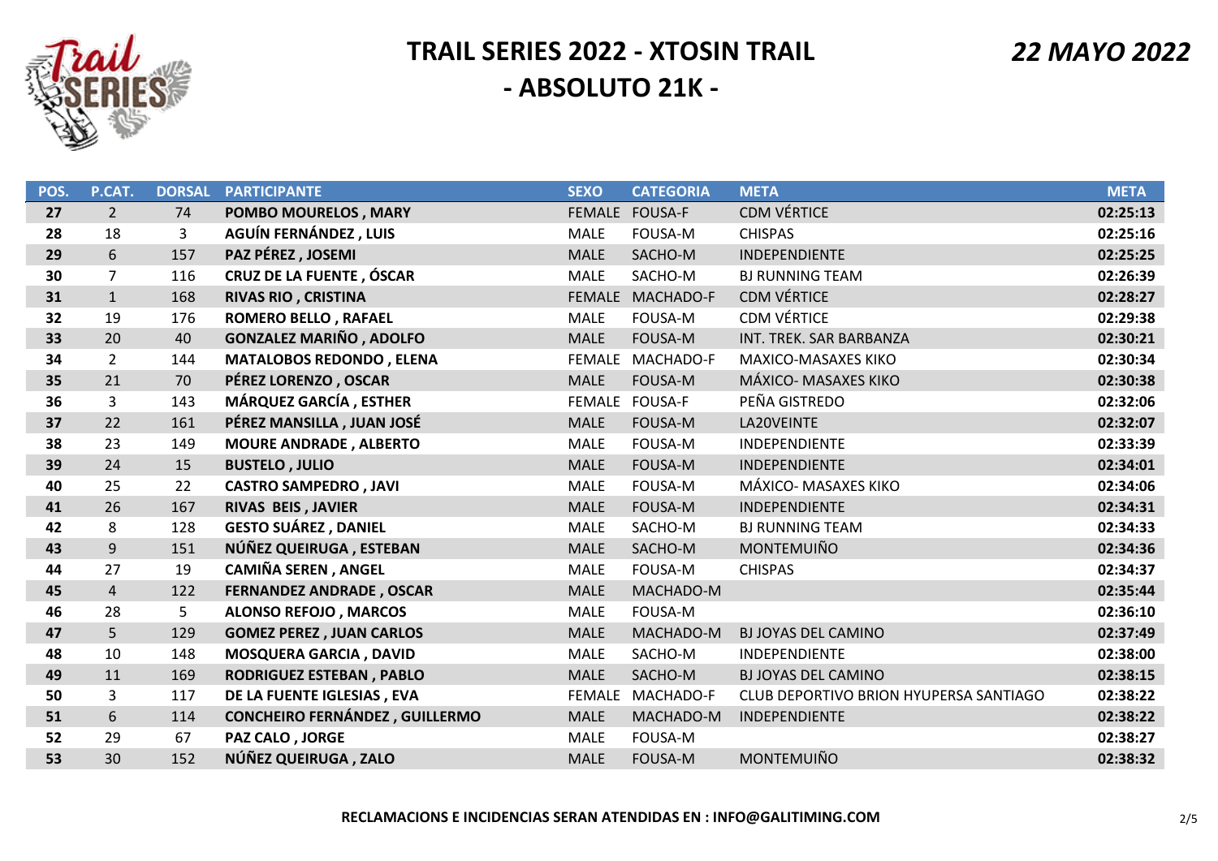# TRAIL SERIES 2022 - XTOSIN TRAIL

## - ABSOLUTO 21K -

*22 MAYO 2022*

| POS. | P.CAT. | DORSAL | PARTICIPANTE | SEXO | CATEGORIA | META | META |
|---|---|---|---|---|---|---|---|
| 27 | 2 | 74 | POMBO MOURELOS , MARY | FEMALE | FOUSA-F | CDM VÉRTICE | 02:25:13 |
| 28 | 18 | 3 | AGUÍN FERNÁNDEZ , LUIS | MALE | FOUSA-M | CHISPAS | 02:25:16 |
| 29 | 6 | 157 | PAZ PÉREZ , JOSEMI | MALE | SACHO-M | INDEPENDIENTE | 02:25:25 |
| 30 | 7 | 116 | CRUZ DE LA FUENTE , ÓSCAR | MALE | SACHO-M | BJ RUNNING TEAM | 02:26:39 |
| 31 | 1 | 168 | RIVAS RIO , CRISTINA | FEMALE | MACHADO-F | CDM VÉRTICE | 02:28:27 |
| 32 | 19 | 176 | ROMERO BELLO , RAFAEL | MALE | FOUSA-M | CDM VÉRTICE | 02:29:38 |
| 33 | 20 | 40 | GONZALEZ MARIÑO , ADOLFO | MALE | FOUSA-M | INT. TREK. SAR BARBANZA | 02:30:21 |
| 34 | 2 | 144 | MATALOBOS REDONDO , ELENA | FEMALE | MACHADO-F | MAXICO-MASAXES KIKO | 02:30:34 |
| 35 | 21 | 70 | PÉREZ LORENZO , OSCAR | MALE | FOUSA-M | MÁXICO- MASAXES KIKO | 02:30:38 |
| 36 | 3 | 143 | MÁRQUEZ GARCÍA , ESTHER | FEMALE | FOUSA-F | PEÑA GISTREDO | 02:32:06 |
| 37 | 22 | 161 | PÉREZ MANSILLA , JUAN JOSÉ | MALE | FOUSA-M | LA20VEINTE | 02:32:07 |
| 38 | 23 | 149 | MOURE ANDRADE , ALBERTO | MALE | FOUSA-M | INDEPENDIENTE | 02:33:39 |
| 39 | 24 | 15 | BUSTELO , JULIO | MALE | FOUSA-M | INDEPENDIENTE | 02:34:01 |
| 40 | 25 | 22 | CASTRO SAMPEDRO , JAVI | MALE | FOUSA-M | MÁXICO- MASAXES KIKO | 02:34:06 |
| 41 | 26 | 167 | RIVAS BEIS , JAVIER | MALE | FOUSA-M | INDEPENDIENTE | 02:34:31 |
| 42 | 8 | 128 | GESTO SUÁREZ , DANIEL | MALE | SACHO-M | BJ RUNNING TEAM | 02:34:33 |
| 43 | 9 | 151 | NÚÑEZ QUEIRUGA , ESTEBAN | MALE | SACHO-M | MONTEMUIÑO | 02:34:36 |
| 44 | 27 | 19 | CAMIÑA SEREN , ANGEL | MALE | FOUSA-M | CHISPAS | 02:34:37 |
| 45 | 4 | 122 | FERNANDEZ ANDRADE , OSCAR | MALE | MACHADO-M | | 02:35:44 |
| 46 | 28 | 5 | ALONSO REFOJO , MARCOS | MALE | FOUSA-M | | 02:36:10 |
| 47 | 5 | 129 | GOMEZ PEREZ , JUAN CARLOS | MALE | MACHADO-M | BJ JOYAS DEL CAMINO | 02:37:49 |
| 48 | 10 | 148 | MOSQUERA GARCIA , DAVID | MALE | SACHO-M | INDEPENDIENTE | 02:38:00 |
| 49 | 11 | 169 | RODRIGUEZ ESTEBAN , PABLO | MALE | SACHO-M | BJ JOYAS DEL CAMINO | 02:38:15 |
| 50 | 3 | 117 | DE LA FUENTE IGLESIAS , EVA | FEMALE | MACHADO-F | CLUB DEPORTIVO BRION HYUPERSA SANTIAGO | 02:38:22 |
| 51 | 6 | 114 | CONCHEIRO FERNÁNDEZ , GUILLERMO | MALE | MACHADO-M | INDEPENDIENTE | 02:38:22 |
| 52 | 29 | 67 | PAZ CALO , JORGE | MALE | FOUSA-M | | 02:38:27 |
| 53 | 30 | 152 | NÚÑEZ QUEIRUGA , ZALO | MALE | FOUSA-M | MONTEMUIÑO | 02:38:32 |

**RECLAMACIONS E INCIDENCIAS SERAN ATENDIDAS EN : INFO@GALITIMING.COM**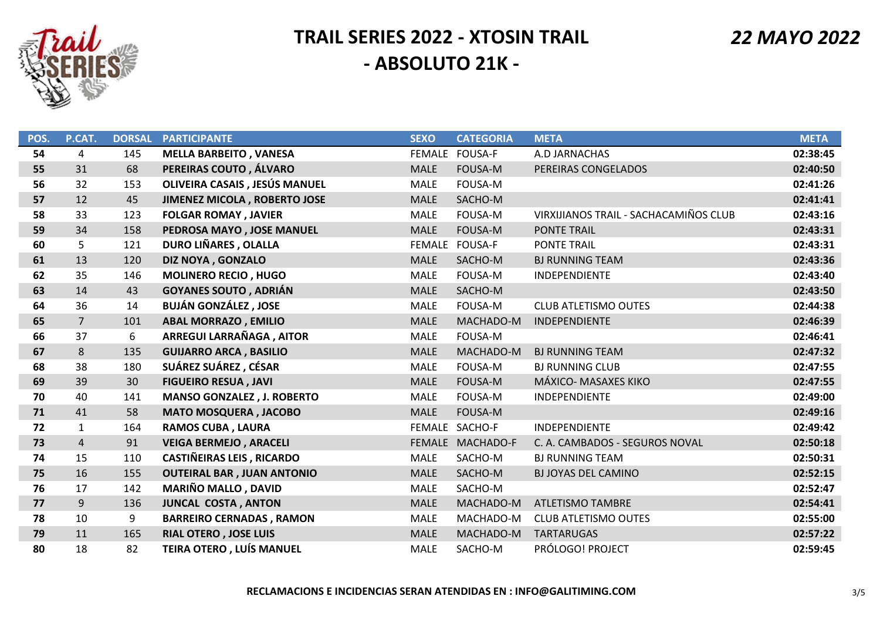# TRAIL SERIES 2022 - XTOSIN TRAIL

## - ABSOLUTO 21K -

***22 MAYO 2022***

| POS. | P.CAT. | DORSAL | PARTICIPANTE | SEXO | CATEGORIA | META | META |
|---|---|---|---|---|---|---|---|
| **54** | 4 | 145 | **MELLA BARBEITO , VANESA** | FEMALE | FOUSA-F | A.D JARNACHAS | **02:38:45** |
| **55** | 31 | 68 | **PEREIRAS COUTO , ÁLVARO** | MALE | FOUSA-M | PEREIRAS CONGELADOS | **02:40:50** |
| **56** | 32 | 153 | **OLIVEIRA CASAIS , JESÚS MANUEL** | MALE | FOUSA-M | | **02:41:26** |
| **57** | 12 | 45 | **JIMENEZ MICOLA , ROBERTO JOSE** | MALE | SACHO-M | | **02:41:41** |
| **58** | 33 | 123 | **FOLGAR ROMAY , JAVIER** | MALE | FOUSA-M | VIRXIJIANOS TRAIL - SACHACAMIÑOS CLUB | **02:43:16** |
| **59** | 34 | 158 | **PEDROSA MAYO , JOSE MANUEL** | MALE | FOUSA-M | PONTE TRAIL | **02:43:31** |
| **60** | 5 | 121 | **DURO LIÑARES , OLALLA** | FEMALE | FOUSA-F | PONTE TRAIL | **02:43:31** |
| **61** | 13 | 120 | **DIZ NOYA , GONZALO** | MALE | SACHO-M | BJ RUNNING TEAM | **02:43:36** |
| **62** | 35 | 146 | **MOLINERO RECIO , HUGO** | MALE | FOUSA-M | INDEPENDIENTE | **02:43:40** |
| **63** | 14 | 43 | **GOYANES SOUTO , ADRIÁN** | MALE | SACHO-M | | **02:43:50** |
| **64** | 36 | 14 | **BUJÁN GONZÁLEZ , JOSE** | MALE | FOUSA-M | CLUB ATLETISMO OUTES | **02:44:38** |
| **65** | 7 | 101 | **ABAL MORRAZO , EMILIO** | MALE | MACHADO-M | INDEPENDIENTE | **02:46:39** |
| **66** | 37 | 6 | **ARREGUI LARRAÑAGA , AITOR** | MALE | FOUSA-M | | **02:46:41** |
| **67** | 8 | 135 | **GUIJARRO ARCA , BASILIO** | MALE | MACHADO-M | BJ RUNNING TEAM | **02:47:32** |
| **68** | 38 | 180 | **SUÁREZ SUÁREZ , CÉSAR** | MALE | FOUSA-M | BJ RUNNING CLUB | **02:47:55** |
| **69** | 39 | 30 | **FIGUEIRO RESUA , JAVI** | MALE | FOUSA-M | MÁXICO- MASAXES KIKO | **02:47:55** |
| **70** | 40 | 141 | **MANSO GONZALEZ , J. ROBERTO** | MALE | FOUSA-M | INDEPENDIENTE | **02:49:00** |
| **71** | 41 | 58 | **MATO MOSQUERA , JACOBO** | MALE | FOUSA-M | | **02:49:16** |
| **72** | 1 | 164 | **RAMOS CUBA , LAURA** | FEMALE | SACHO-F | INDEPENDIENTE | **02:49:42** |
| **73** | 4 | 91 | **VEIGA BERMEJO , ARACELI** | FEMALE | MACHADO-F | C. A. CAMBADOS - SEGUROS NOVAL | **02:50:18** |
| **74** | 15 | 110 | **CASTIÑEIRAS LEIS , RICARDO** | MALE | SACHO-M | BJ RUNNING TEAM | **02:50:31** |
| **75** | 16 | 155 | **OUTEIRAL BAR , JUAN ANTONIO** | MALE | SACHO-M | BJ JOYAS DEL CAMINO | **02:52:15** |
| **76** | 17 | 142 | **MARIÑO MALLO , DAVID** | MALE | SACHO-M | | **02:52:47** |
| **77** | 9 | 136 | **JUNCAL COSTA , ANTON** | MALE | MACHADO-M | ATLETISMO TAMBRE | **02:54:41** |
| **78** | 10 | 9 | **BARREIRO CERNADAS , RAMON** | MALE | MACHADO-M | CLUB ATLETISMO OUTES | **02:55:00** |
| **79** | 11 | 165 | **RIAL OTERO , JOSE LUIS** | MALE | MACHADO-M | TARTARUGAS | **02:57:22** |
| **80** | 18 | 82 | **TEIRA OTERO , LUÍS MANUEL** | MALE | SACHO-M | PRÓLOGO! PROJECT | **02:59:45** |

**RECLAMACIONS E INCIDENCIAS SERAN ATENDIDAS EN : INFO@GALITIMING.COM**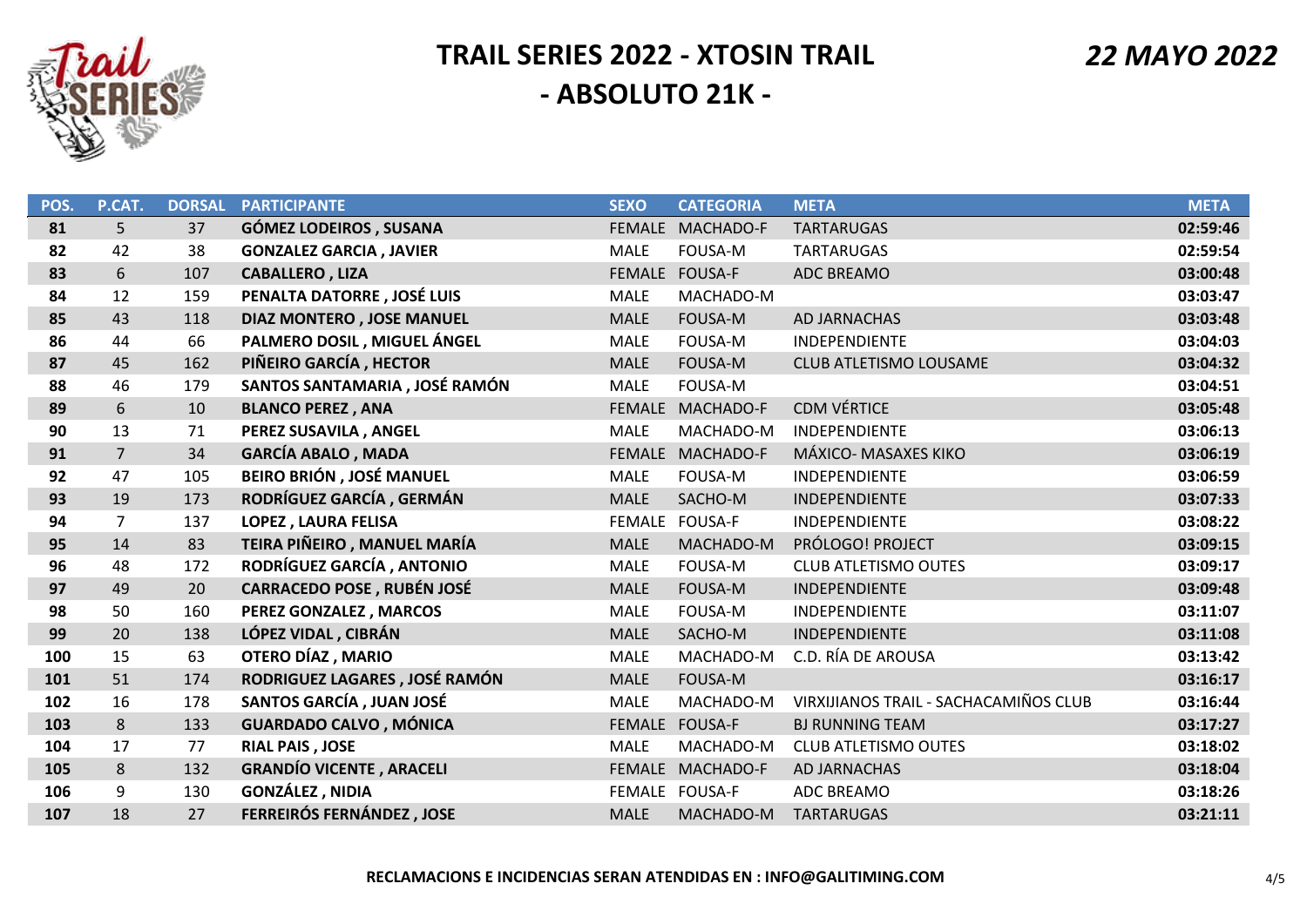# TRAIL SERIES 2022 - XTOSIN TRAIL

## - ABSOLUTO 21K -

*22 MAYO 2022*

| POS. | P.CAT. | DORSAL | PARTICIPANTE | SEXO | CATEGORIA | META | META |
|---|---|---|---|---|---|---|---|
| 81 | 5 | 37 | **GÓMEZ LODEIROS , SUSANA** | FEMALE | MACHADO-F | TARTARUGAS | **02:59:46** |
| 82 | 42 | 38 | **GONZALEZ GARCIA , JAVIER** | MALE | FOUSA-M | TARTARUGAS | **02:59:54** |
| 83 | 6 | 107 | **CABALLERO , LIZA** | FEMALE | FOUSA-F | ADC BREAMO | **03:00:48** |
| 84 | 12 | 159 | **PENALTA DATORRE , JOSÉ LUIS** | MALE | MACHADO-M | | **03:03:47** |
| 85 | 43 | 118 | **DIAZ MONTERO , JOSE MANUEL** | MALE | FOUSA-M | AD JARNACHAS | **03:03:48** |
| 86 | 44 | 66 | **PALMERO DOSIL , MIGUEL ÁNGEL** | MALE | FOUSA-M | INDEPENDIENTE | **03:04:03** |
| 87 | 45 | 162 | **PIÑEIRO GARCÍA , HECTOR** | MALE | FOUSA-M | CLUB ATLETISMO LOUSAME | **03:04:32** |
| 88 | 46 | 179 | **SANTOS SANTAMARIA , JOSÉ RAMÓN** | MALE | FOUSA-M | | **03:04:51** |
| 89 | 6 | 10 | **BLANCO PEREZ , ANA** | FEMALE | MACHADO-F | CDM VÉRTICE | **03:05:48** |
| 90 | 13 | 71 | **PEREZ SUSAVILA , ANGEL** | MALE | MACHADO-M | INDEPENDIENTE | **03:06:13** |
| 91 | 7 | 34 | **GARCÍA ABALO , MADA** | FEMALE | MACHADO-F | MÁXICO- MASAXES KIKO | **03:06:19** |
| 92 | 47 | 105 | **BEIRO BRIÓN , JOSÉ MANUEL** | MALE | FOUSA-M | INDEPENDIENTE | **03:06:59** |
| 93 | 19 | 173 | **RODRÍGUEZ GARCÍA , GERMÁN** | MALE | SACHO-M | INDEPENDIENTE | **03:07:33** |
| 94 | 7 | 137 | **LOPEZ , LAURA FELISA** | FEMALE | FOUSA-F | INDEPENDIENTE | **03:08:22** |
| 95 | 14 | 83 | **TEIRA PIÑEIRO , MANUEL MARÍA** | MALE | MACHADO-M | PRÓLOGO! PROJECT | **03:09:15** |
| 96 | 48 | 172 | **RODRÍGUEZ GARCÍA , ANTONIO** | MALE | FOUSA-M | CLUB ATLETISMO OUTES | **03:09:17** |
| 97 | 49 | 20 | **CARRACEDO POSE , RUBÉN JOSÉ** | MALE | FOUSA-M | INDEPENDIENTE | **03:09:48** |
| 98 | 50 | 160 | **PEREZ GONZALEZ , MARCOS** | MALE | FOUSA-M | INDEPENDIENTE | **03:11:07** |
| 99 | 20 | 138 | **LÓPEZ VIDAL , CIBRÁN** | MALE | SACHO-M | INDEPENDIENTE | **03:11:08** |
| 100 | 15 | 63 | **OTERO DÍAZ , MARIO** | MALE | MACHADO-M | C.D. RÍA DE AROUSA | **03:13:42** |
| 101 | 51 | 174 | **RODRIGUEZ LAGARES , JOSÉ RAMÓN** | MALE | FOUSA-M | | **03:16:17** |
| 102 | 16 | 178 | **SANTOS GARCÍA , JUAN JOSÉ** | MALE | MACHADO-M | VIRXIJIANOS TRAIL - SACHACAMIÑOS CLUB | **03:16:44** |
| 103 | 8 | 133 | **GUARDADO CALVO , MÓNICA** | FEMALE | FOUSA-F | BJ RUNNING TEAM | **03:17:27** |
| 104 | 17 | 77 | **RIAL PAIS , JOSE** | MALE | MACHADO-M | CLUB ATLETISMO OUTES | **03:18:02** |
| 105 | 8 | 132 | **GRANDÍO VICENTE , ARACELI** | FEMALE | MACHADO-F | AD JARNACHAS | **03:18:04** |
| 106 | 9 | 130 | **GONZÁLEZ , NIDIA** | FEMALE | FOUSA-F | ADC BREAMO | **03:18:26** |
| 107 | 18 | 27 | **FERREIRÓS FERNÁNDEZ , JOSE** | MALE | MACHADO-M | TARTARUGAS | **03:21:11** |

**RECLAMACIONS E INCIDENCIAS SERAN ATENDIDAS EN : INFO@GALITIMING.COM**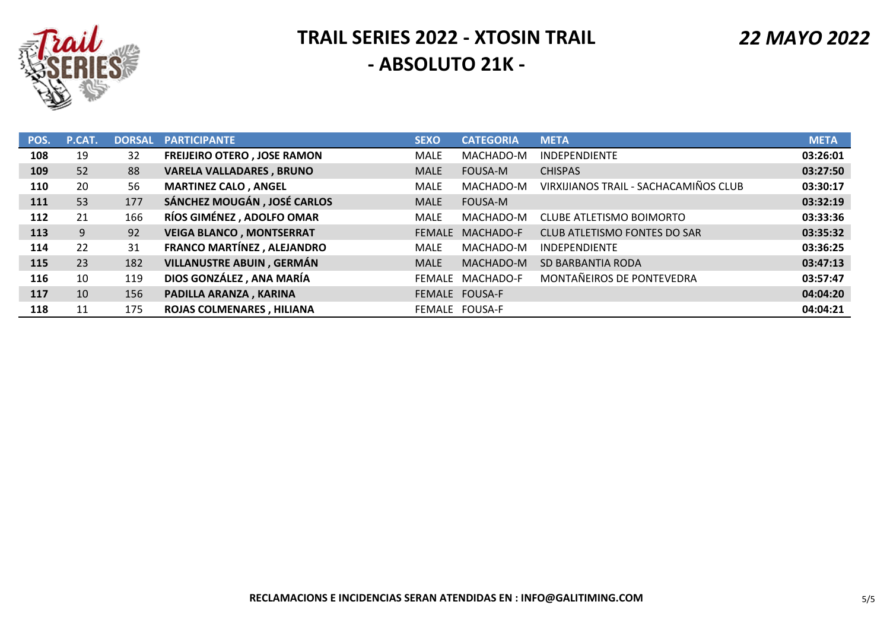# TRAIL SERIES 2022 - XTOSIN TRAIL

## - ABSOLUTO 21K -

*22 MAYO 2022*

| POS. | P.CAT. | DORSAL | PARTICIPANTE | SEXO | CATEGORIA | META | META |
|---|---|---|---|---|---|---|---|
| 108 | 19 | 32 | FREIJEIRO OTERO , JOSE RAMON | MALE | MACHADO-M | INDEPENDIENTE | 03:26:01 |
| 109 | 52 | 88 | VARELA VALLADARES , BRUNO | MALE | FOUSA-M | CHISPAS | 03:27:50 |
| 110 | 20 | 56 | MARTINEZ CALO , ANGEL | MALE | MACHADO-M | VIRXIJIANOS TRAIL - SACHACAMIÑOS CLUB | 03:30:17 |
| 111 | 53 | 177 | SÁNCHEZ MOUGÁN , JOSÉ CARLOS | MALE | FOUSA-M | | 03:32:19 |
| 112 | 21 | 166 | RÍOS GIMÉNEZ , ADOLFO OMAR | MALE | MACHADO-M | CLUBE ATLETISMO BOIMORTO | 03:33:36 |
| 113 | 9 | 92 | VEIGA BLANCO , MONTSERRAT | FEMALE | MACHADO-F | CLUB ATLETISMO FONTES DO SAR | 03:35:32 |
| 114 | 22 | 31 | FRANCO MARTÍNEZ , ALEJANDRO | MALE | MACHADO-M | INDEPENDIENTE | 03:36:25 |
| 115 | 23 | 182 | VILLANUSTRE ABUIN , GERMÁN | MALE | MACHADO-M | SD BARBANTIA RODA | 03:47:13 |
| 116 | 10 | 119 | DIOS GONZÁLEZ , ANA MARÍA | FEMALE | MACHADO-F | MONTAÑEIROS DE PONTEVEDRA | 03:57:47 |
| 117 | 10 | 156 | PADILLA ARANZA , KARINA | FEMALE | FOUSA-F | | 04:04:20 |
| 118 | 11 | 175 | ROJAS COLMENARES , HILIANA | FEMALE | FOUSA-F | | 04:04:21 |

RECLAMACIONS E INCIDENCIAS SERAN ATENDIDAS EN : INFO@GALITIMING.COM